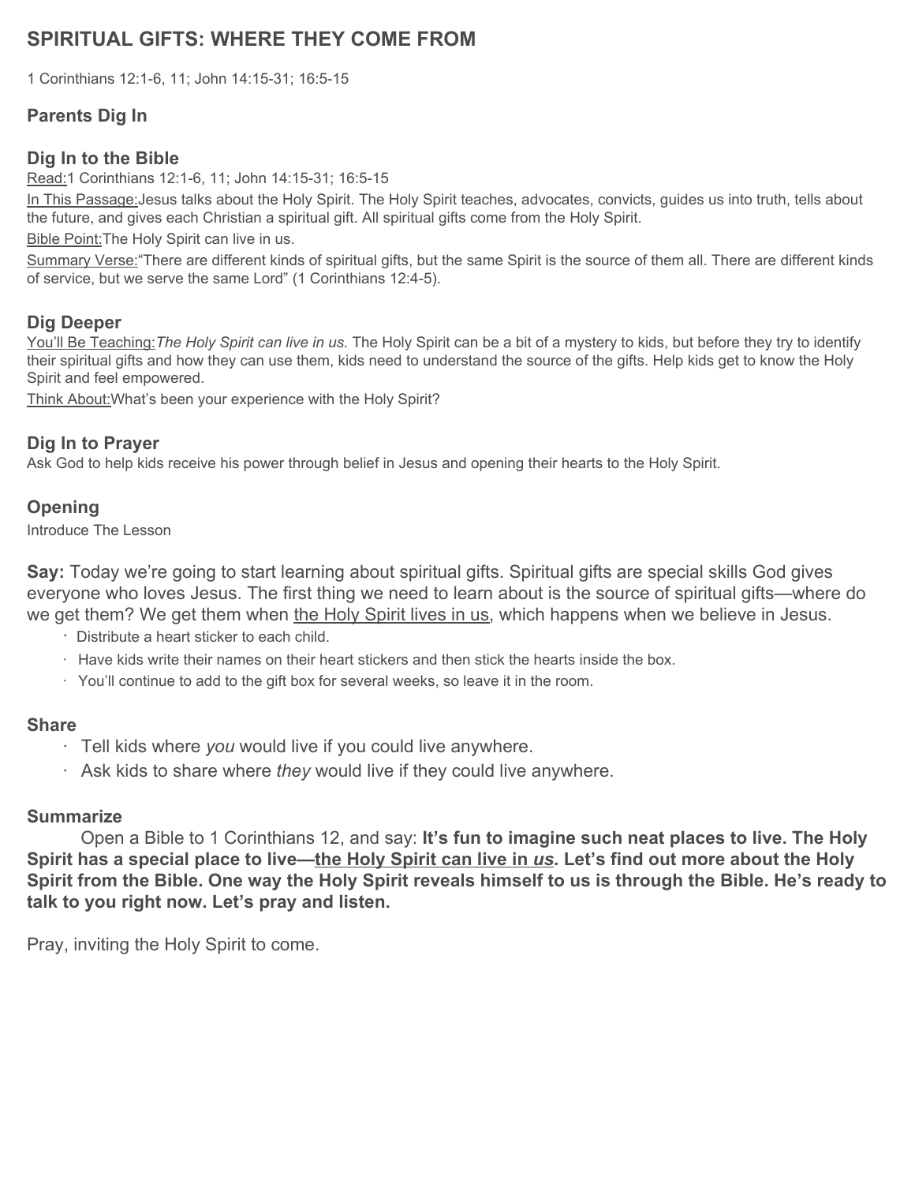# SPIRITUAL GIFTS: WHERE THEY COME FROM

1 Corinthians 12:1-6, 11; John 14:15-31; 16:5-15

### Parents Dig In

### Dig In to the Bible

Read: 1 Corinthians 12:1-6, 11; John 14:15-31; 16:5-15

In This Passage: Jesus talks about the Holy Spirit. The Holy Spirit teaches, advocates, convicts, guides us into truth, tells about the future, and gives each Christian a spiritual gift. All spiritual gifts come from the Holy Spirit.

Bible Point: The Holy Spirit can live in us.

Summary Verse: "There are different kinds of spiritual gifts, but the same Spirit is the source of them all. There are different kinds of service, but we serve the same Lord" (1 Corinthians 12:4-5).

### Dig Deeper

You'll Be Teaching: *The Holy Spirit can live in us.* The Holy Spirit can be a bit of a mystery to kids, but before they try to identify their spiritual gifts and how they can use them, kids need to understand the source of the gifts. Help kids get to know the Holy Spirit and feel empowered.

Think About: What's been your experience with the Holy Spirit?

### Dig In to Prayer

Ask God to help kids receive his power through belief in Jesus and opening their hearts to the Holy Spirit.

### Opening

Introduce The Lesson

**Say:** Today we're going to start learning about spiritual gifts. Spiritual gifts are special skills God gives everyone who loves Jesus. The first thing we need to learn about is the source of spiritual gifts—where do we get them? We get them when <u>the Holy Spirit lives in us</u>, which happens when we believe in Jesus.

- Distribute a heart sticker to each child.
- Have kids write their names on their heart stickers and then stick the hearts inside the box.
- You'll continue to add to the gift box for several weeks, so leave it in the room.

### Share

- Tell kids where *you* would live if you could live anywhere.
- Ask kids to share where *they* would live if they could live anywhere.

### Summarize

Open a Bible to 1 Corinthians 12, and say: **It's fun to imagine such neat places to live. The Holy Spirit has a special place to live—<u>the Holy Spirit can live in *us*</u>. Let's find out more about the Holy Spirit from the Bible. One way the Holy Spirit reveals himself to us is through the Bible. He's ready to talk to you right now. Let's pray and listen.**

Pray, inviting the Holy Spirit to come.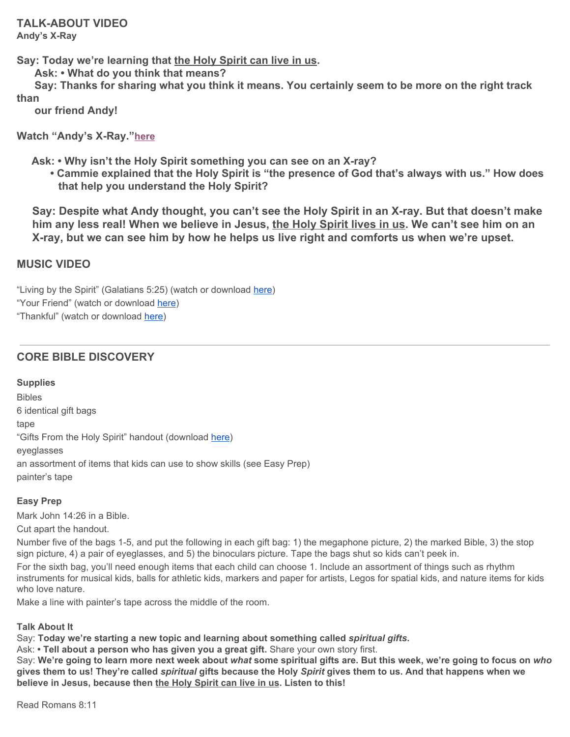## TALK-ABOUT VIDEO

**Andy's X-Ray**

**Say: Today we're learning that <u>the Holy Spirit can live in us</u>.**

**Ask: • What do you think that means?**

**Say: Thanks for sharing what you think it means. You certainly seem to be more on the right track than our friend Andy!**

**Watch "Andy's X-Ray."here**

**Ask: • Why isn't the Holy Spirit something you can see on an X-ray?**

**• Cammie explained that the Holy Spirit is "the presence of God that's always with us." How does that help you understand the Holy Spirit?**

**Say: Despite what Andy thought, you can't see the Holy Spirit in an X-ray. But that doesn't make him any less real! When we believe in Jesus, <u>the Holy Spirit lives in us</u>. We can't see him on an X-ray, but we can see him by how he helps us live right and comforts us when we're upset.**

## MUSIC VIDEO

"Living by the Spirit" (Galatians 5:25) (watch or download here)

"Your Friend" (watch or download here)

"Thankful" (watch or download here)

---

## CORE BIBLE DISCOVERY

**Supplies**

Bibles

6 identical gift bags

tape

"Gifts From the Holy Spirit" handout (download here)

eyeglasses

an assortment of items that kids can use to show skills (see Easy Prep)

painter's tape

**Easy Prep**

Mark John 14:26 in a Bible.

Cut apart the handout.

Number five of the bags 1-5, and put the following in each gift bag: 1) the megaphone picture, 2) the marked Bible, 3) the stop sign picture, 4) a pair of eyeglasses, and 5) the binoculars picture. Tape the bags shut so kids can't peek in.

For the sixth bag, you'll need enough items that each child can choose 1. Include an assortment of things such as rhythm instruments for musical kids, balls for athletic kids, markers and paper for artists, Legos for spatial kids, and nature items for kids who love nature.

Make a line with painter's tape across the middle of the room.

**Talk About It**

Say: **Today we're starting a new topic and learning about something called *spiritual gifts*.**

Ask: **• Tell about a person who has given you a great gift.** Share your own story first.

Say: **We're going to learn more next week about *what* some spiritual gifts are. But this week, we're going to focus on *who* gives them to us! They're called *spiritual* gifts because the Holy *Spirit* gives them to us. And that happens when we believe in Jesus, because then <u>the Holy Spirit can live in us</u>. Listen to this!**

Read Romans 8:11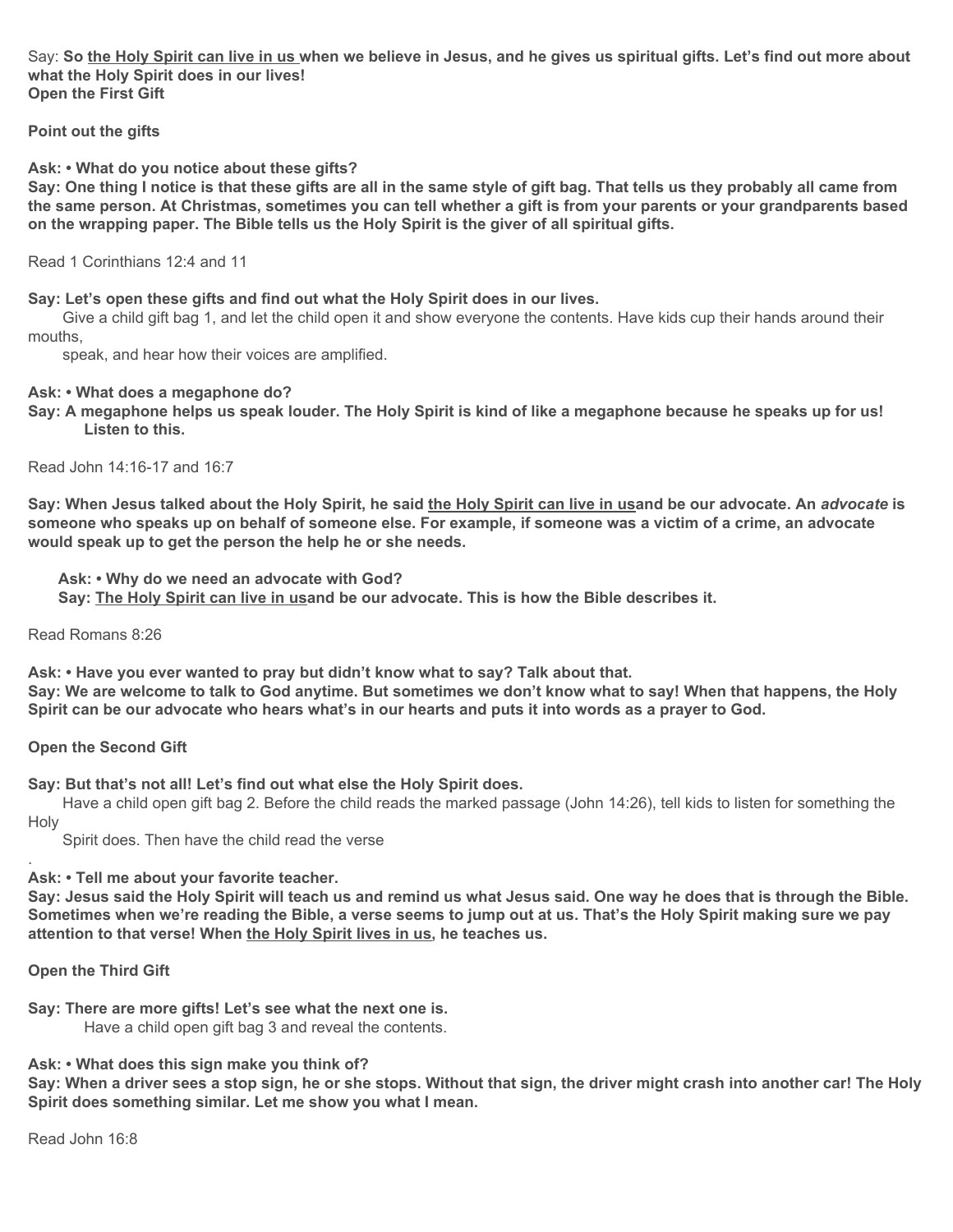Say: **So the Holy Spirit can live in us when we believe in Jesus, and he gives us spiritual gifts. Let's find out more about what the Holy Spirit does in our lives!**

**Open the First Gift**

**Point out the gifts**

**Ask: • What do you notice about these gifts?**

**Say: One thing I notice is that these gifts are all in the same style of gift bag. That tells us they probably all came from the same person. At Christmas, sometimes you can tell whether a gift is from your parents or your grandparents based on the wrapping paper. The Bible tells us the Holy Spirit is the giver of all spiritual gifts.**

Read 1 Corinthians 12:4 and 11

**Say: Let's open these gifts and find out what the Holy Spirit does in our lives.**

Give a child gift bag 1, and let the child open it and show everyone the contents. Have kids cup their hands around their mouths, speak, and hear how their voices are amplified.

**Ask: • What does a megaphone do?**

**Say: A megaphone helps us speak louder. The Holy Spirit is kind of like a megaphone because he speaks up for us! Listen to this.**

Read John 14:16-17 and 16:7

**Say: When Jesus talked about the Holy Spirit, he said the Holy Spirit can live in usand be our advocate. An *advocate* is someone who speaks up on behalf of someone else. For example, if someone was a victim of a crime, an advocate would speak up to get the person the help he or she needs.**

**Ask: • Why do we need an advocate with God?**

**Say: The Holy Spirit can live in usand be our advocate. This is how the Bible describes it.**

Read Romans 8:26

**Ask: • Have you ever wanted to pray but didn't know what to say? Talk about that.**

**Say: We are welcome to talk to God anytime. But sometimes we don't know what to say! When that happens, the Holy Spirit can be our advocate who hears what's in our hearts and puts it into words as a prayer to God.**

**Open the Second Gift**

**Say: But that's not all! Let's find out what else the Holy Spirit does.**

Have a child open gift bag 2. Before the child reads the marked passage (John 14:26), tell kids to listen for something the Holy Spirit does. Then have the child read the verse

.

**Ask: • Tell me about your favorite teacher.**

**Say: Jesus said the Holy Spirit will teach us and remind us what Jesus said. One way he does that is through the Bible. Sometimes when we're reading the Bible, a verse seems to jump out at us. That's the Holy Spirit making sure we pay attention to that verse! When the Holy Spirit lives in us, he teaches us.**

**Open the Third Gift**

**Say: There are more gifts! Let's see what the next one is.**

Have a child open gift bag 3 and reveal the contents.

**Ask: • What does this sign make you think of?**

**Say: When a driver sees a stop sign, he or she stops. Without that sign, the driver might crash into another car! The Holy Spirit does something similar. Let me show you what I mean.**

Read John 16:8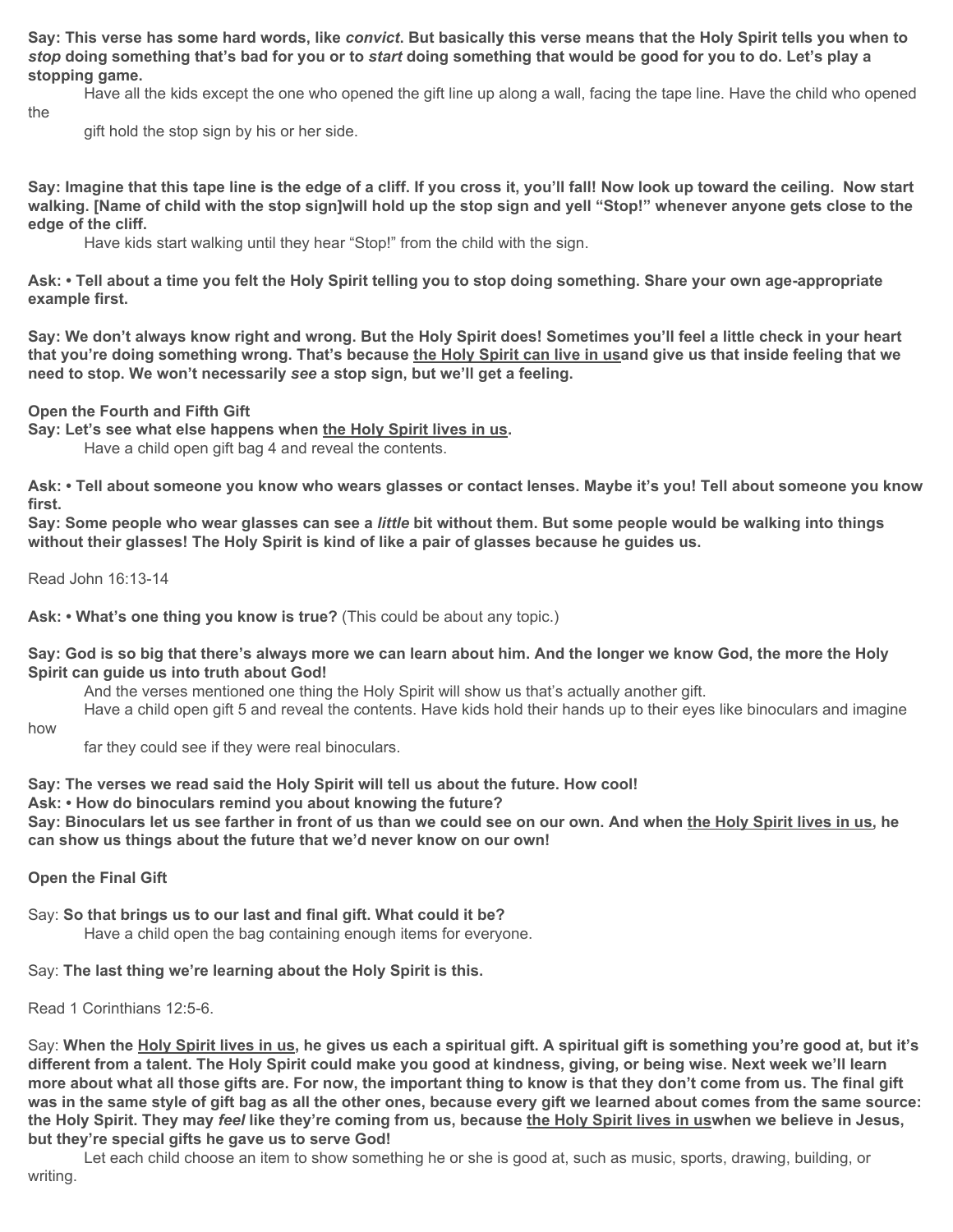**Say: This verse has some hard words, like *convict*. But basically this verse means that the Holy Spirit tells you when to *stop* doing something that's bad for you or to *start* doing something that would be good for you to do. Let's play a stopping game.**

Have all the kids except the one who opened the gift line up along a wall, facing the tape line. Have the child who opened the gift hold the stop sign by his or her side.

**Say: Imagine that this tape line is the edge of a cliff. If you cross it, you'll fall! Now look up toward the ceiling. Now start walking. [Name of child with the stop sign]will hold up the stop sign and yell "Stop!" whenever anyone gets close to the edge of the cliff.**

Have kids start walking until they hear "Stop!" from the child with the sign.

**Ask: • Tell about a time you felt the Holy Spirit telling you to stop doing something. Share your own age-appropriate example first.**

**Say: We don't always know right and wrong. But the Holy Spirit does! Sometimes you'll feel a little check in your heart that you're doing something wrong. That's because <u>the Holy Spirit can live in us</u>and give us that inside feeling that we need to stop. We won't necessarily *see* a stop sign, but we'll get a feeling.**

**Open the Fourth and Fifth Gift**

**Say: Let's see what else happens when <u>the Holy Spirit lives in us</u>.**

Have a child open gift bag 4 and reveal the contents.

**Ask: • Tell about someone you know who wears glasses or contact lenses. Maybe it's you! Tell about someone you know first.**

**Say: Some people who wear glasses can see a *little* bit without them. But some people would be walking into things without their glasses! The Holy Spirit is kind of like a pair of glasses because he guides us.**

Read John 16:13-14

**Ask: • What's one thing you know is true?** (This could be about any topic.)

**Say: God is so big that there's always more we can learn about him. And the longer we know God, the more the Holy Spirit can guide us into truth about God!**

And the verses mentioned one thing the Holy Spirit will show us that's actually another gift.

Have a child open gift 5 and reveal the contents. Have kids hold their hands up to their eyes like binoculars and imagine how far they could see if they were real binoculars.

**Say: The verses we read said the Holy Spirit will tell us about the future. How cool!**

**Ask: • How do binoculars remind you about knowing the future?**

**Say: Binoculars let us see farther in front of us than we could see on our own. And when <u>the Holy Spirit lives in us</u>, he can show us things about the future that we'd never know on our own!**

**Open the Final Gift**

Say: **So that brings us to our last and final gift. What could it be?**

Have a child open the bag containing enough items for everyone.

Say: **The last thing we're learning about the Holy Spirit is this.**

Read 1 Corinthians 12:5-6.

Say: **When the <u>Holy Spirit lives in us</u>, he gives us each a spiritual gift. A spiritual gift is something you're good at, but it's different from a talent. The Holy Spirit could make you good at kindness, giving, or being wise. Next week we'll learn more about what all those gifts are. For now, the important thing to know is that they don't come from us. The final gift was in the same style of gift bag as all the other ones, because every gift we learned about comes from the same source: the Holy Spirit. They may *feel* like they're coming from us, because <u>the Holy Spirit lives in us</u>when we believe in Jesus, but they're special gifts he gave us to serve God!**

Let each child choose an item to show something he or she is good at, such as music, sports, drawing, building, or writing.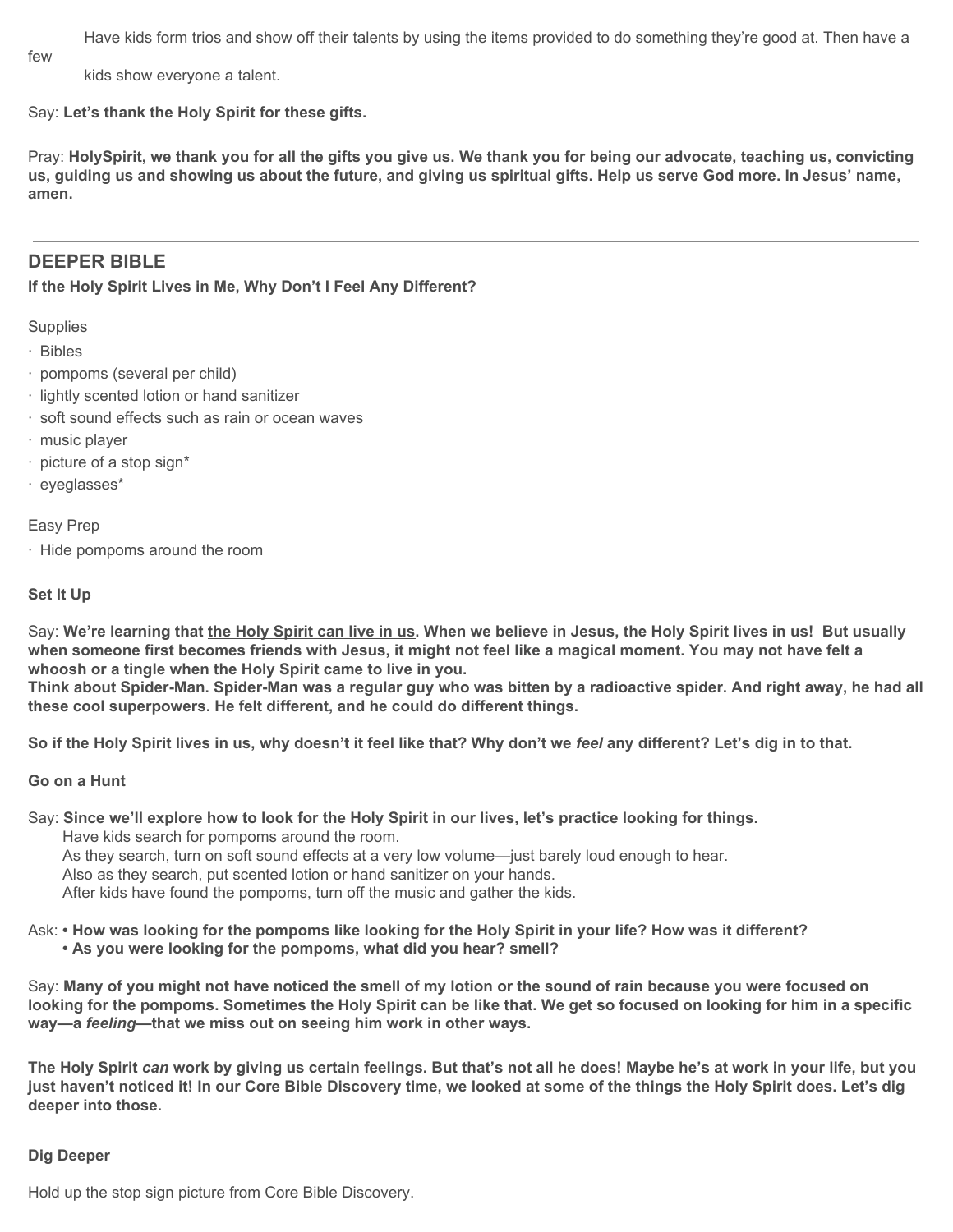Have kids form trios and show off their talents by using the items provided to do something they're good at. Then have a few kids show everyone a talent.

Say: **Let's thank the Holy Spirit for these gifts.**

Pray: **HolySpirit, we thank you for all the gifts you give us. We thank you for being our advocate, teaching us, convicting us, guiding us and showing us about the future, and giving us spiritual gifts. Help us serve God more. In Jesus' name, amen.**

---

## DEEPER BIBLE

**If the Holy Spirit Lives in Me, Why Don't I Feel Any Different?**

Supplies

- Bibles
- pompoms (several per child)
- lightly scented lotion or hand sanitizer
- soft sound effects such as rain or ocean waves
- music player
- picture of a stop sign*
- eyeglasses*

Easy Prep

- Hide pompoms around the room

**Set It Up**

Say: **We're learning that the Holy Spirit can live in us. When we believe in Jesus, the Holy Spirit lives in us! But usually when someone first becomes friends with Jesus, it might not feel like a magical moment. You may not have felt a whoosh or a tingle when the Holy Spirit came to live in you.**
**Think about Spider-Man. Spider-Man was a regular guy who was bitten by a radioactive spider. And right away, he had all these cool superpowers. He felt different, and he could do different things.**

**So if the Holy Spirit lives in us, why doesn't it feel like that? Why don't we *feel* any different? Let's dig in to that.**

**Go on a Hunt**

Say: **Since we'll explore how to look for the Holy Spirit in our lives, let's practice looking for things.**
Have kids search for pompoms around the room.
As they search, turn on soft sound effects at a very low volume—just barely loud enough to hear.
Also as they search, put scented lotion or hand sanitizer on your hands.
After kids have found the pompoms, turn off the music and gather the kids.

Ask: **• How was looking for the pompoms like looking for the Holy Spirit in your life? How was it different?**
**• As you were looking for the pompoms, what did you hear? smell?**

Say: **Many of you might not have noticed the smell of my lotion or the sound of rain because you were focused on looking for the pompoms. Sometimes the Holy Spirit can be like that. We get so focused on looking for him in a specific way—a *feeling*—that we miss out on seeing him work in other ways.**

**The Holy Spirit *can* work by giving us certain feelings. But that's not all he does! Maybe he's at work in your life, but you just haven't noticed it! In our Core Bible Discovery time, we looked at some of the things the Holy Spirit does. Let's dig deeper into those.**

**Dig Deeper**

Hold up the stop sign picture from Core Bible Discovery.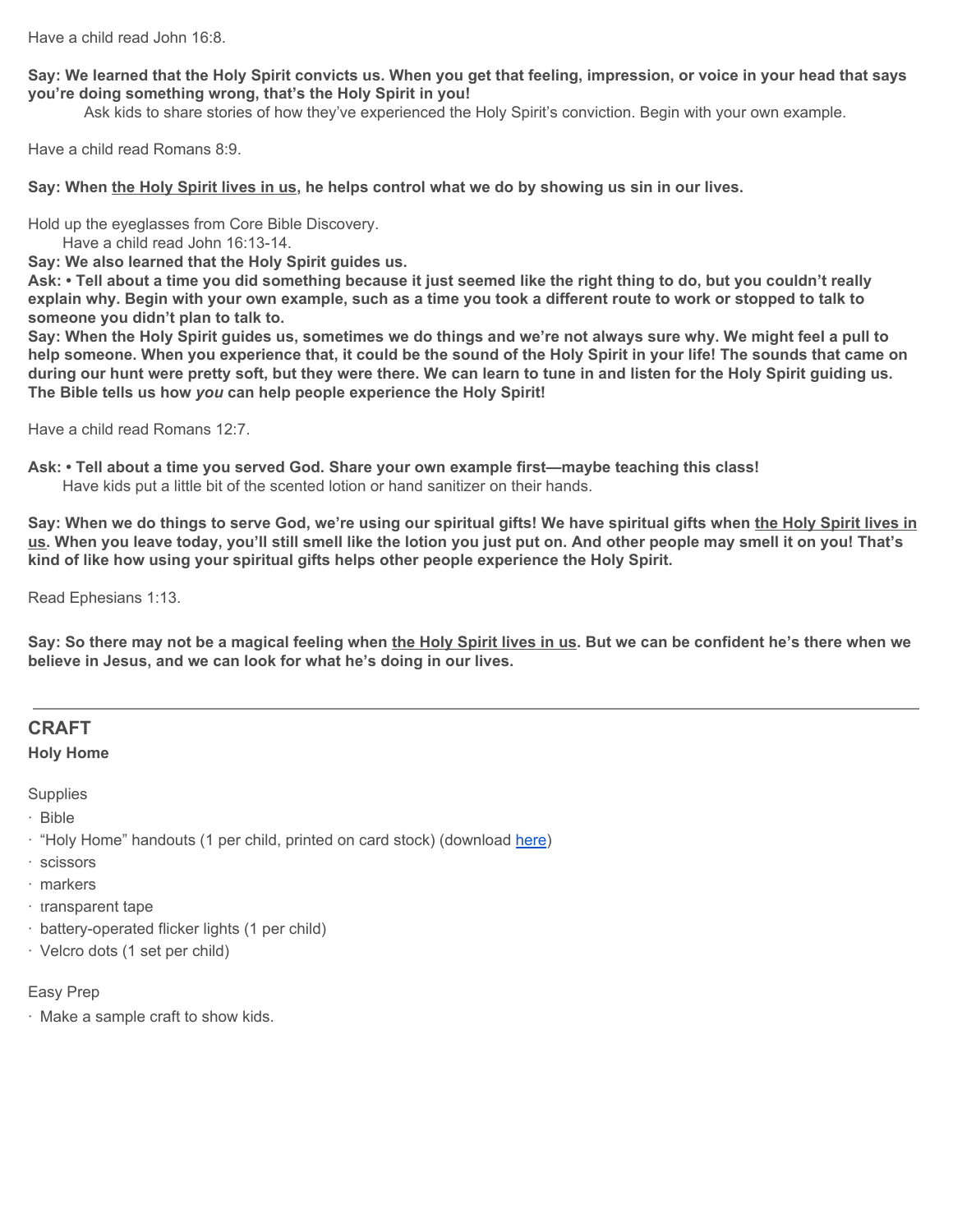Have a child read John 16:8.

**Say: We learned that the Holy Spirit convicts us. When you get that feeling, impression, or voice in your head that says you're doing something wrong, that's the Holy Spirit in you!**

Ask kids to share stories of how they've experienced the Holy Spirit's conviction. Begin with your own example.

Have a child read Romans 8:9.

**Say: When the Holy Spirit lives in us, he helps control what we do by showing us sin in our lives.**

Hold up the eyeglasses from Core Bible Discovery.

Have a child read John 16:13-14.

**Say: We also learned that the Holy Spirit guides us.**

**Ask: • Tell about a time you did something because it just seemed like the right thing to do, but you couldn't really explain why. Begin with your own example, such as a time you took a different route to work or stopped to talk to someone you didn't plan to talk to.**

**Say: When the Holy Spirit guides us, sometimes we do things and we're not always sure why. We might feel a pull to help someone. When you experience that, it could be the sound of the Holy Spirit in your life! The sounds that came on during our hunt were pretty soft, but they were there. We can learn to tune in and listen for the Holy Spirit guiding us. The Bible tells us how *you* can help people experience the Holy Spirit!**

Have a child read Romans 12:7.

**Ask: • Tell about a time you served God. Share your own example first—maybe teaching this class!**

Have kids put a little bit of the scented lotion or hand sanitizer on their hands.

**Say: When we do things to serve God, we're using our spiritual gifts! We have spiritual gifts when the Holy Spirit lives in us. When you leave today, you'll still smell like the lotion you just put on. And other people may smell it on you! That's kind of like how using your spiritual gifts helps other people experience the Holy Spirit.**

Read Ephesians 1:13.

**Say: So there may not be a magical feeling when the Holy Spirit lives in us. But we can be confident he's there when we believe in Jesus, and we can look for what he's doing in our lives.**

---

## CRAFT

**Holy Home**

Supplies

- Bible
- "Holy Home" handouts (1 per child, printed on card stock) (download here)
- scissors
- markers
- transparent tape
- battery-operated flicker lights (1 per child)
- Velcro dots (1 set per child)

Easy Prep

- Make a sample craft to show kids.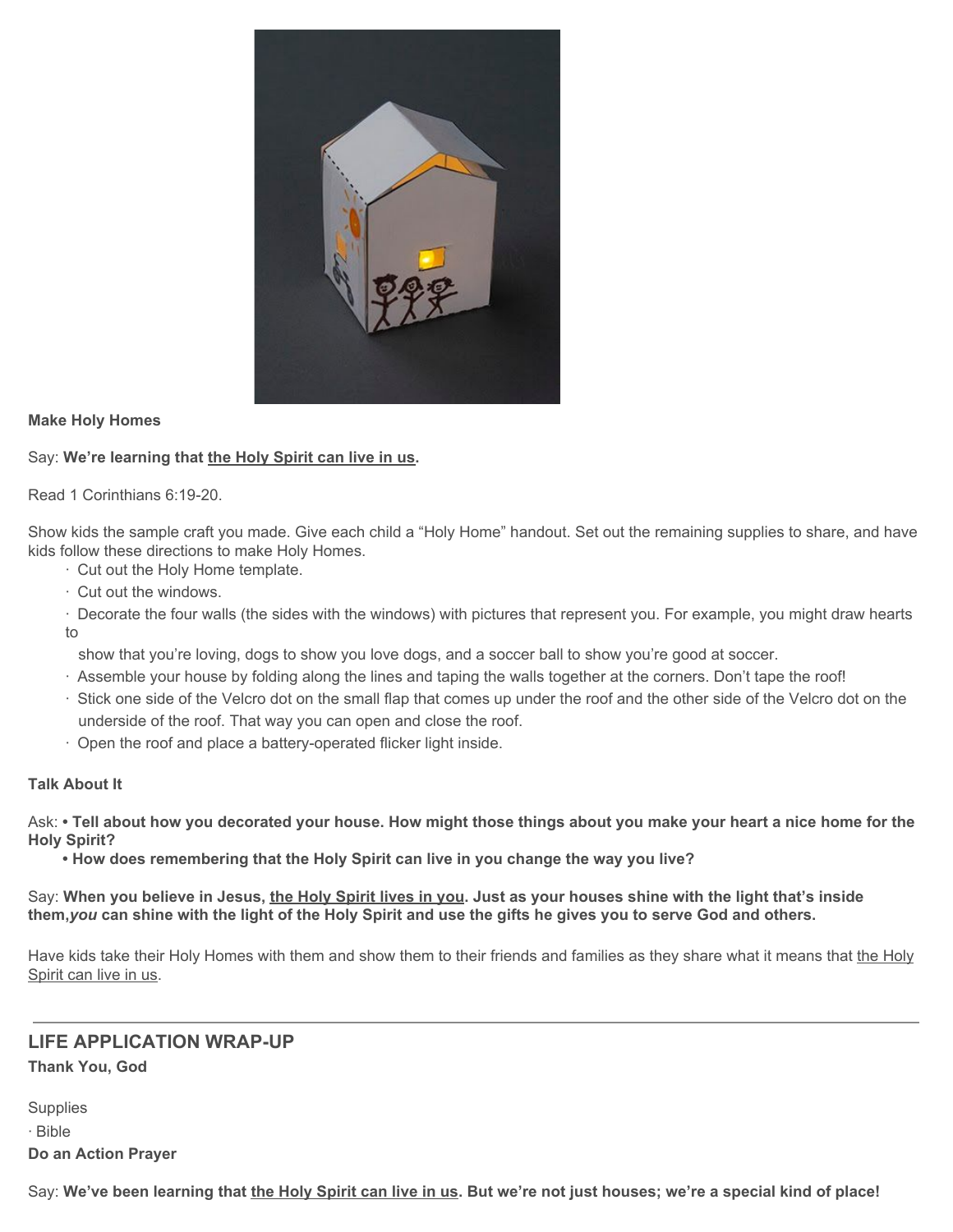**Make Holy Homes**

Say: **We're learning that the Holy Spirit can live in us.**

Read 1 Corinthians 6:19-20.

Show kids the sample craft you made. Give each child a "Holy Home" handout. Set out the remaining supplies to share, and have kids follow these directions to make Holy Homes.

- Cut out the Holy Home template.
- Cut out the windows.
- Decorate the four walls (the sides with the windows) with pictures that represent you. For example, you might draw hearts to show that you're loving, dogs to show you love dogs, and a soccer ball to show you're good at soccer.
- Assemble your house by folding along the lines and taping the walls together at the corners. Don't tape the roof!
- Stick one side of the Velcro dot on the small flap that comes up under the roof and the other side of the Velcro dot on the underside of the roof. That way you can open and close the roof.
- Open the roof and place a battery-operated flicker light inside.

**Talk About It**

Ask: **• Tell about how you decorated your house. How might those things about you make your heart a nice home for the Holy Spirit?**

**• How does remembering that the Holy Spirit can live in you change the way you live?**

Say: **When you believe in Jesus, the Holy Spirit lives in you. Just as your houses shine with the light that's inside them, *you* can shine with the light of the Holy Spirit and use the gifts he gives you to serve God and others.**

Have kids take their Holy Homes with them and show them to their friends and families as they share what it means that the Holy Spirit can live in us.

---

## LIFE APPLICATION WRAP-UP

**Thank You, God**

Supplies

- Bible

**Do an Action Prayer**

Say: **We've been learning that the Holy Spirit can live in us. But we're not just houses; we're a special kind of place!**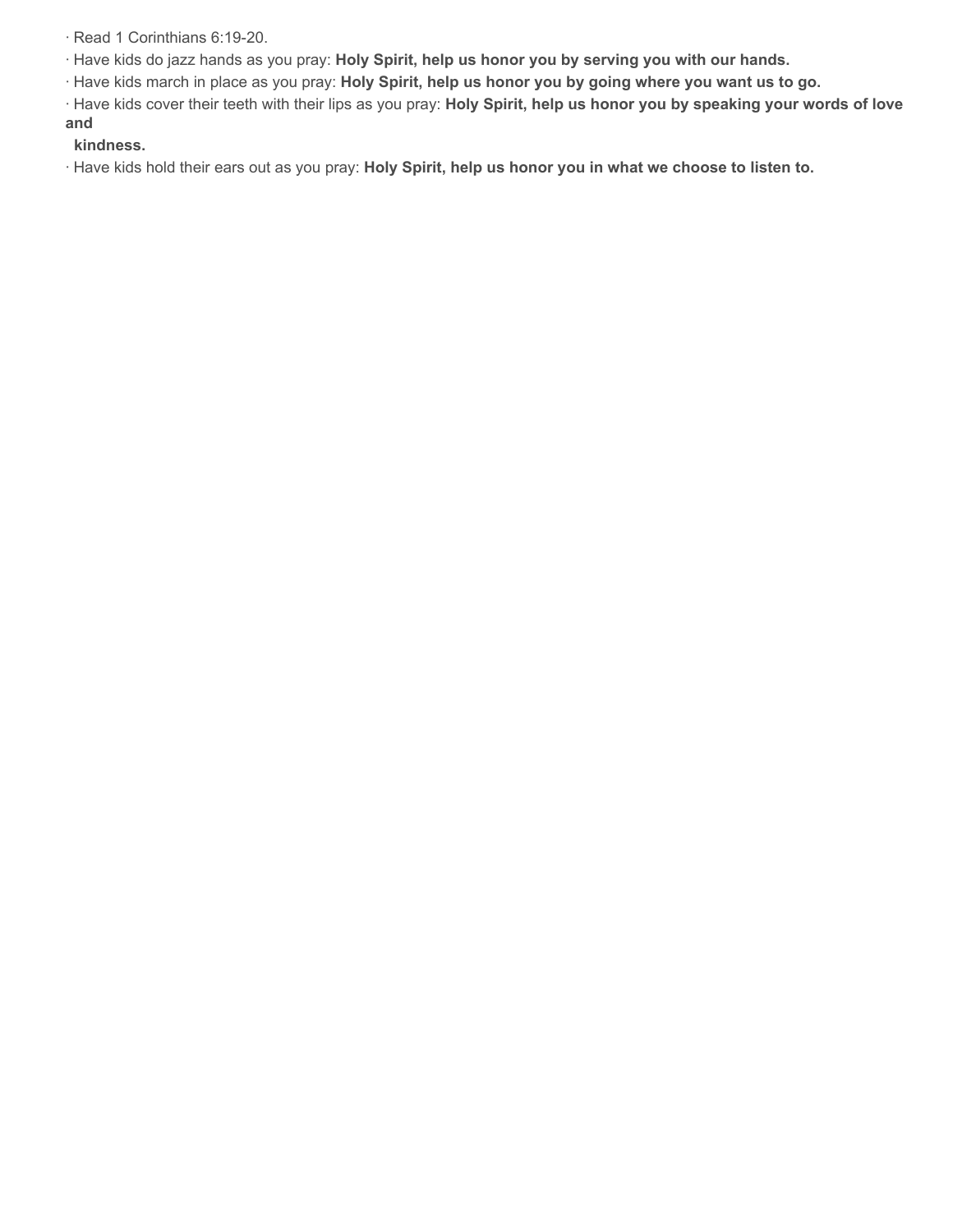- Read 1 Corinthians 6:19-20.
- Have kids do jazz hands as you pray: **Holy Spirit, help us honor you by serving you with our hands.**
- Have kids march in place as you pray: **Holy Spirit, help us honor you by going where you want us to go.**
- Have kids cover their teeth with their lips as you pray: **Holy Spirit, help us honor you by speaking your words of love and kindness.**
- Have kids hold their ears out as you pray: **Holy Spirit, help us honor you in what we choose to listen to.**